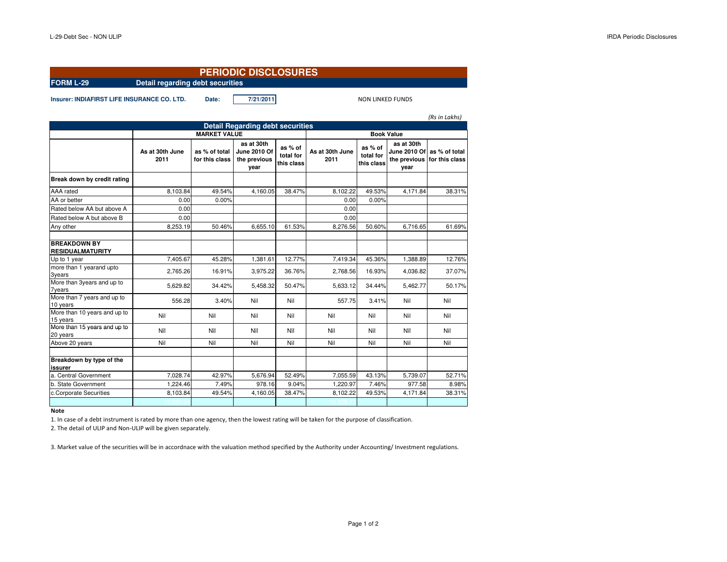# PERIODIC DISCLOSURES

**FORM L-29** **Detail regarding debt securities**

**Insurer: INDIAFIRST LIFE INSURANCE CO. LTD.** **Date:** 7/21/2011 NON LINKED FUNDS

*(Rs in Lakhs)*

## Detail Regarding debt securities

| | MARKET VALUE | | | | Book Value | | | |
|---|---|---|---|---|---|---|---|---|
| | As at 30th June 2011 | as % of total for this class | as at 30th June 2010 Of the previous year | as % of total for this class | As at 30th June 2011 | as % of total for this class | as at 30th June 2010 Of the previous year | as % of total for this class |
| **Break down by credit rating** | | | | | | | | |
| AAA rated | 8,103.84 | 49.54% | 4,160.05 | 38.47% | 8,102.22 | 49.53% | 4,171.84 | 38.31% |
| AA or better | 0.00 | 0.00% | | | 0.00 | 0.00% | | |
| Rated below AA but above A | 0.00 | | | | 0.00 | | | |
| Rated below A but above B | 0.00 | | | | 0.00 | | | |
| Any other | 8,253.19 | 50.46% | 6,655.10 | 61.53% | 8,276.56 | 50.60% | 6,716.65 | 61.69% |
| | | | | | | | | |
| **BREAKDOWN BY RESIDUALMATURITY** | | | | | | | | |
| Up to 1 year | 7,405.67 | 45.28% | 1,381.61 | 12.77% | 7,419.34 | 45.36% | 1,388.89 | 12.76% |
| more than 1 yearand upto 3years | 2,765.26 | 16.91% | 3,975.22 | 36.76% | 2,768.56 | 16.93% | 4,036.82 | 37.07% |
| More than 3years and up to 7years | 5,629.82 | 34.42% | 5,458.32 | 50.47% | 5,633.12 | 34.44% | 5,462.77 | 50.17% |
| More than 7 years and up to 10 years | 556.28 | 3.40% | Nil | Nil | 557.75 | 3.41% | Nil | Nil |
| More than 10 years and up to 15 years | Nil | Nil | Nil | Nil | Nil | Nil | Nil | Nil |
| More than 15 years and up to 20 years | Nil | Nil | Nil | Nil | Nil | Nil | Nil | Nil |
| Above 20 years | Nil | Nil | Nil | Nil | Nil | Nil | Nil | Nil |
| | | | | | | | | |
| **Breakdown by type of the issurer** | | | | | | | | |
| a. Central Government | 7,028.74 | 42.97% | 5,676.94 | 52.49% | 7,055.59 | 43.13% | 5,739.07 | 52.71% |
| b. State Government | 1,224.46 | 7.49% | 978.16 | 9.04% | 1,220.97 | 7.46% | 977.58 | 8.98% |
| c.Corporate Securities | 8,103.84 | 49.54% | 4,160.05 | 38.47% | 8,102.22 | 49.53% | 4,171.84 | 38.31% |

**Note**

1. In case of a debt instrument is rated by more than one agency, then the lowest rating will be taken for the purpose of classification.
2. The detail of ULIP and Non-ULIP will be given separately.
3. Market value of the securities will be in accordnace with the valuation method specified by the Authority under Accounting/ Investment regulations.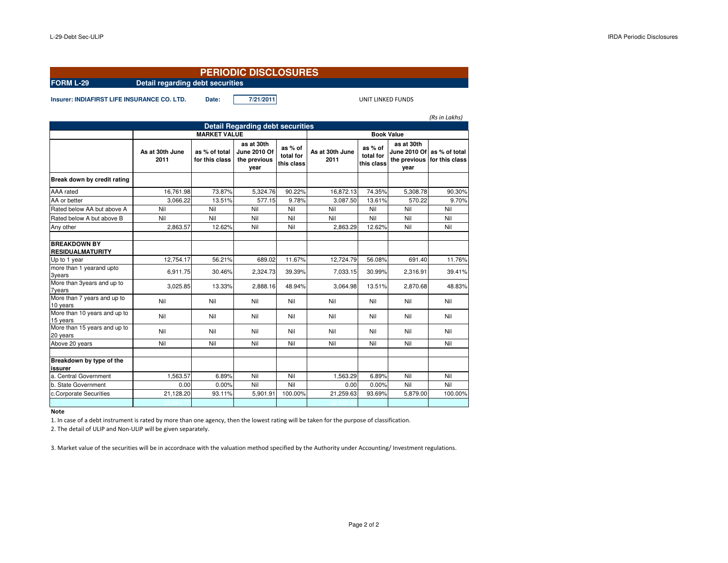# PERIODIC DISCLOSURES

**FORM L-29** **Detail regarding debt securities**

**Insurer: INDIAFIRST LIFE INSURANCE CO. LTD.** **Date:** **7/21/2011** UNIT LINKED FUNDS

*(Rs in Lakhs)*

**Detail Regarding debt securities**

| | MARKET VALUE | | | | Book Value | | | |
|---|---|---|---|---|---|---|---|---|
| | **As at 30th June 2011** | **as % of total for this class** | **as at 30th June 2010 Of the previous year** | **as % of total for this class** | **As at 30th June 2011** | **as % of total for this class** | **as at 30th June 2010 Of the previous year** | **as % of total for this class** |
| **Break down by credit rating** | | | | | | | | |
| AAA rated | 16,761.98 | 73.87% | 5,324.76 | 90.22% | 16,872.13 | 74.35% | 5,308.78 | 90.30% |
| AA or better | 3,066.22 | 13.51% | 577.15 | 9.78% | 3,087.50 | 13.61% | 570.22 | 9.70% |
| Rated below AA but above A | Nil | Nil | Nil | Nil | Nil | Nil | Nil | Nil |
| Rated below A but above B | Nil | Nil | Nil | Nil | Nil | Nil | Nil | Nil |
| Any other | 2,863.57 | 12.62% | Nil | Nil | 2,863.29 | 12.62% | Nil | Nil |
| | | | | | | | | |
| **BREAKDOWN BY RESIDUALMATURITY** | | | | | | | | |
| Up to 1 year | 12,754.17 | 56.21% | 689.02 | 11.67% | 12,724.79 | 56.08% | 691.40 | 11.76% |
| more than 1 yearand upto 3years | 6,911.75 | 30.46% | 2,324.73 | 39.39% | 7,033.15 | 30.99% | 2,316.91 | 39.41% |
| More than 3years and up to 7years | 3,025.85 | 13.33% | 2,888.16 | 48.94% | 3,064.98 | 13.51% | 2,870.68 | 48.83% |
| More than 7 years and up to 10 years | Nil | Nil | Nil | Nil | Nil | Nil | Nil | Nil |
| More than 10 years and up to 15 years | Nil | Nil | Nil | Nil | Nil | Nil | Nil | Nil |
| More than 15 years and up to 20 years | Nil | Nil | Nil | Nil | Nil | Nil | Nil | Nil |
| Above 20 years | Nil | Nil | Nil | Nil | Nil | Nil | Nil | Nil |
| | | | | | | | | |
| **Breakdown by type of the issurer** | | | | | | | | |
| a. Central Government | 1,563.57 | 6.89% | Nil | Nil | 1,563.29 | 6.89% | Nil | Nil |
| b. State Government | 0.00 | 0.00% | Nil | Nil | 0.00 | 0.00% | Nil | Nil |
| c.Corporate Securities | 21,128.20 | 93.11% | 5,901.91 | 100.00% | 21,259.63 | 93.69% | 5,879.00 | 100.00% |

**Note**

1. In case of a debt instrument is rated by more than one agency, then the lowest rating will be taken for the purpose of classification.
2. The detail of ULIP and Non-ULIP will be given separately.
3. Market value of the securities will be in accordnace with the valuation method specified by the Authority under Accounting/ Investment regulations.